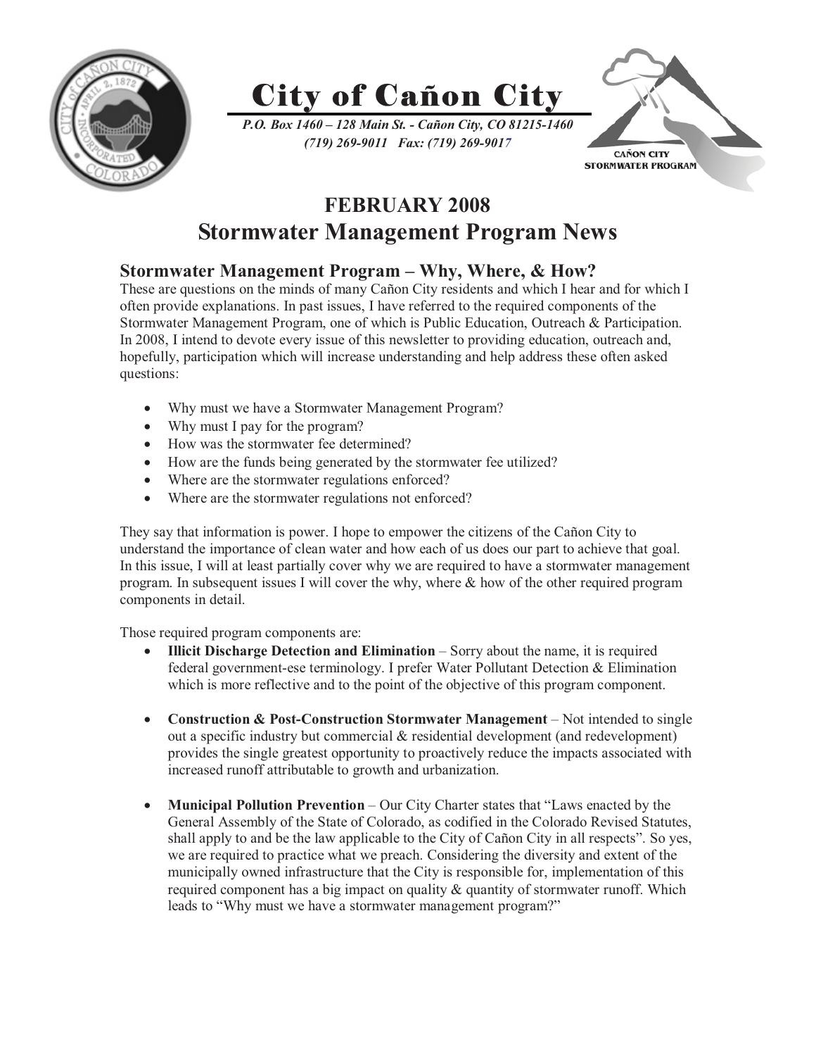# City of Cañon City

***P.O. Box 1460 – 128 Main St. - Cañon City, CO 81215-1460***
***(719) 269-9011 Fax: (719) 269-9017***

CAÑON CITY STORMWATER PROGRAM

## FEBRUARY 2008
## Stormwater Management Program News

### Stormwater Management Program – Why, Where, & How?

These are questions on the minds of many Cañon City residents and which I hear and for which I often provide explanations. In past issues, I have referred to the required components of the Stormwater Management Program, one of which is Public Education, Outreach & Participation. In 2008, I intend to devote every issue of this newsletter to providing education, outreach and, hopefully, participation which will increase understanding and help address these often asked questions:

- Why must we have a Stormwater Management Program?
- Why must I pay for the program?
- How was the stormwater fee determined?
- How are the funds being generated by the stormwater fee utilized?
- Where are the stormwater regulations enforced?
- Where are the stormwater regulations not enforced?

They say that information is power. I hope to empower the citizens of the Cañon City to understand the importance of clean water and how each of us does our part to achieve that goal. In this issue, I will at least partially cover why we are required to have a stormwater management program. In subsequent issues I will cover the why, where & how of the other required program components in detail.

Those required program components are:

- **Illicit Discharge Detection and Elimination** – Sorry about the name, it is required federal government-ese terminology. I prefer Water Pollutant Detection & Elimination which is more reflective and to the point of the objective of this program component.

- **Construction & Post-Construction Stormwater Management** – Not intended to single out a specific industry but commercial & residential development (and redevelopment) provides the single greatest opportunity to proactively reduce the impacts associated with increased runoff attributable to growth and urbanization.

- **Municipal Pollution Prevention** – Our City Charter states that "Laws enacted by the General Assembly of the State of Colorado, as codified in the Colorado Revised Statutes, shall apply to and be the law applicable to the City of Cañon City in all respects". So yes, we are required to practice what we preach. Considering the diversity and extent of the municipally owned infrastructure that the City is responsible for, implementation of this required component has a big impact on quality & quantity of stormwater runoff. Which leads to "Why must we have a stormwater management program?"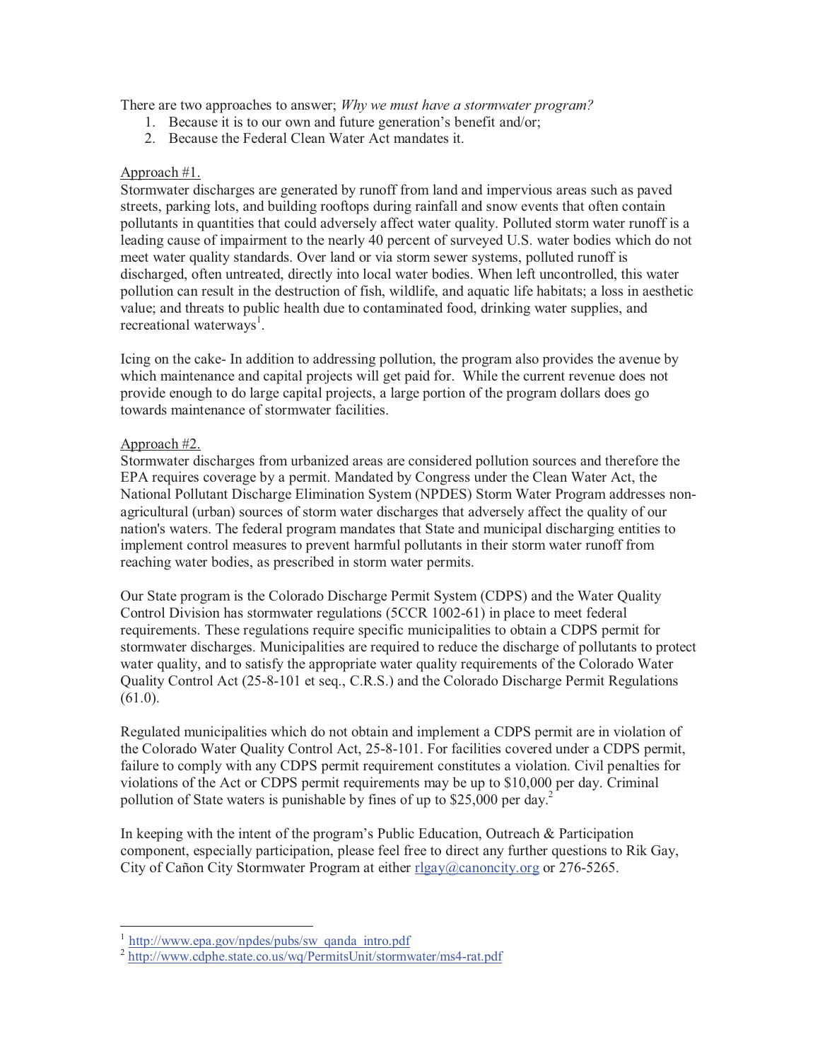There are two approaches to answer; *Why we must have a stormwater program?*

1. Because it is to our own and future generation's benefit and/or;
2. Because the Federal Clean Water Act mandates it.

Approach #1.

Stormwater discharges are generated by runoff from land and impervious areas such as paved streets, parking lots, and building rooftops during rainfall and snow events that often contain pollutants in quantities that could adversely affect water quality. Polluted storm water runoff is a leading cause of impairment to the nearly 40 percent of surveyed U.S. water bodies which do not meet water quality standards. Over land or via storm sewer systems, polluted runoff is discharged, often untreated, directly into local water bodies. When left uncontrolled, this water pollution can result in the destruction of fish, wildlife, and aquatic life habitats; a loss in aesthetic value; and threats to public health due to contaminated food, drinking water supplies, and recreational waterways[1].

Icing on the cake- In addition to addressing pollution, the program also provides the avenue by which maintenance and capital projects will get paid for. While the current revenue does not provide enough to do large capital projects, a large portion of the program dollars does go towards maintenance of stormwater facilities.

Approach #2.

Stormwater discharges from urbanized areas are considered pollution sources and therefore the EPA requires coverage by a permit. Mandated by Congress under the Clean Water Act, the National Pollutant Discharge Elimination System (NPDES) Storm Water Program addresses non-agricultural (urban) sources of storm water discharges that adversely affect the quality of our nation's waters. The federal program mandates that State and municipal discharging entities to implement control measures to prevent harmful pollutants in their storm water runoff from reaching water bodies, as prescribed in storm water permits.

Our State program is the Colorado Discharge Permit System (CDPS) and the Water Quality Control Division has stormwater regulations (5CCR 1002-61) in place to meet federal requirements. These regulations require specific municipalities to obtain a CDPS permit for stormwater discharges. Municipalities are required to reduce the discharge of pollutants to protect water quality, and to satisfy the appropriate water quality requirements of the Colorado Water Quality Control Act (25-8-101 et seq., C.R.S.) and the Colorado Discharge Permit Regulations (61.0).

Regulated municipalities which do not obtain and implement a CDPS permit are in violation of the Colorado Water Quality Control Act, 25-8-101. For facilities covered under a CDPS permit, failure to comply with any CDPS permit requirement constitutes a violation. Civil penalties for violations of the Act or CDPS permit requirements may be up to $10,000 per day. Criminal pollution of State waters is punishable by fines of up to $25,000 per day.[2]

In keeping with the intent of the program's Public Education, Outreach & Participation component, especially participation, please feel free to direct any further questions to Rik Gay, City of Cañon City Stormwater Program at either rlgay@canoncity.org or 276-5265.

---

[1] http://www.epa.gov/npdes/pubs/sw_qanda_intro.pdf

[2] http://www.cdphe.state.co.us/wq/PermitsUnit/stormwater/ms4-rat.pdf